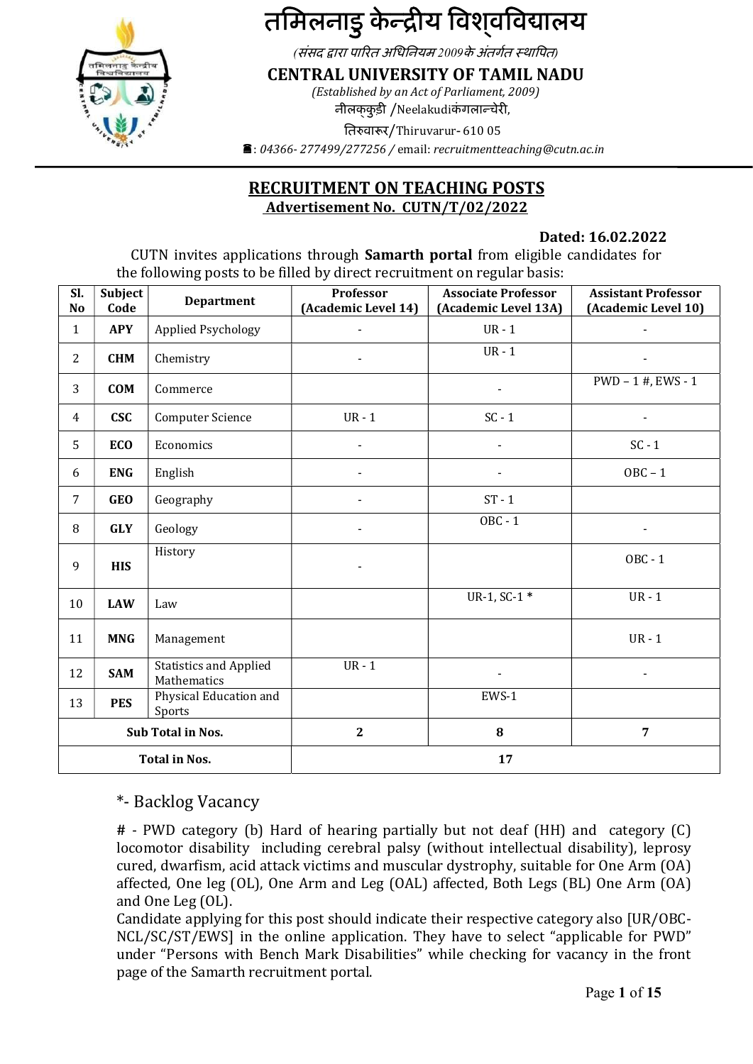# तमिलनाडु केन्द्रीय विश्वविद्यालय

*(संसद द्वारा पारित अधिनियम 2009 के अंतर्गत स्थापित)*

## CENTRAL UNIVERSITY OF TAMIL NADU

*(Established by an Act of Parliament, 2009)*

नीलक्कुडी /Neelakudiकंगलान्चेरी,

तिरुवारूर/Thiruvarur- 610 05

☎: *04366- 277499/277256 / email: recruitmentteaching@cutn.ac.in*

---

## RECRUITMENT ON TEACHING POSTS

### Advertisement No. CUTN/T/02/2022

**Dated: 16.02.2022**

CUTN invites applications through **Samarth portal** from eligible candidates for the following posts to be filled by direct recruitment on regular basis:

| Sl. No | Subject Code | Department | Professor (Academic Level 14) | Associate Professor (Academic Level 13A) | Assistant Professor (Academic Level 10) |
|---|---|---|---|---|---|
| 1 | **APY** | Applied Psychology | - | UR - 1 | - |
| 2 | **CHM** | Chemistry | - | UR - 1 | - |
| 3 | **COM** | Commerce | | - | PWD – 1 #, EWS - 1 |
| 4 | **CSC** | Computer Science | UR - 1 | SC - 1 | - |
| 5 | **ECO** | Economics | - | - | SC - 1 |
| 6 | **ENG** | English | - | - | OBC – 1 |
| 7 | **GEO** | Geography | - | ST - 1 | |
| 8 | **GLY** | Geology | - | OBC - 1 | - |
| 9 | **HIS** | History | - | | OBC - 1 |
| 10 | **LAW** | Law | | UR-1, SC-1 * | UR - 1 |
| 11 | **MNG** | Management | | | UR - 1 |
| 12 | **SAM** | Statistics and Applied Mathematics | UR - 1 | - | - |
| 13 | **PES** | Physical Education and Sports | | EWS-1 | |
| **Sub Total in Nos.** | | | **2** | **8** | **7** |
| **Total in Nos.** | | | **17** | | |

*- Backlog Vacancy

# - PWD category (b) Hard of hearing partially but not deaf (HH) and category (C) locomotor disability including cerebral palsy (without intellectual disability), leprosy cured, dwarfism, acid attack victims and muscular dystrophy, suitable for One Arm (OA) affected, One leg (OL), One Arm and Leg (OAL) affected, Both Legs (BL) One Arm (OA) and One Leg (OL).

Candidate applying for this post should indicate their respective category also [UR/OBC-NCL/SC/ST/EWS] in the online application. They have to select "applicable for PWD" under "Persons with Bench Mark Disabilities" while checking for vacancy in the front page of the Samarth recruitment portal.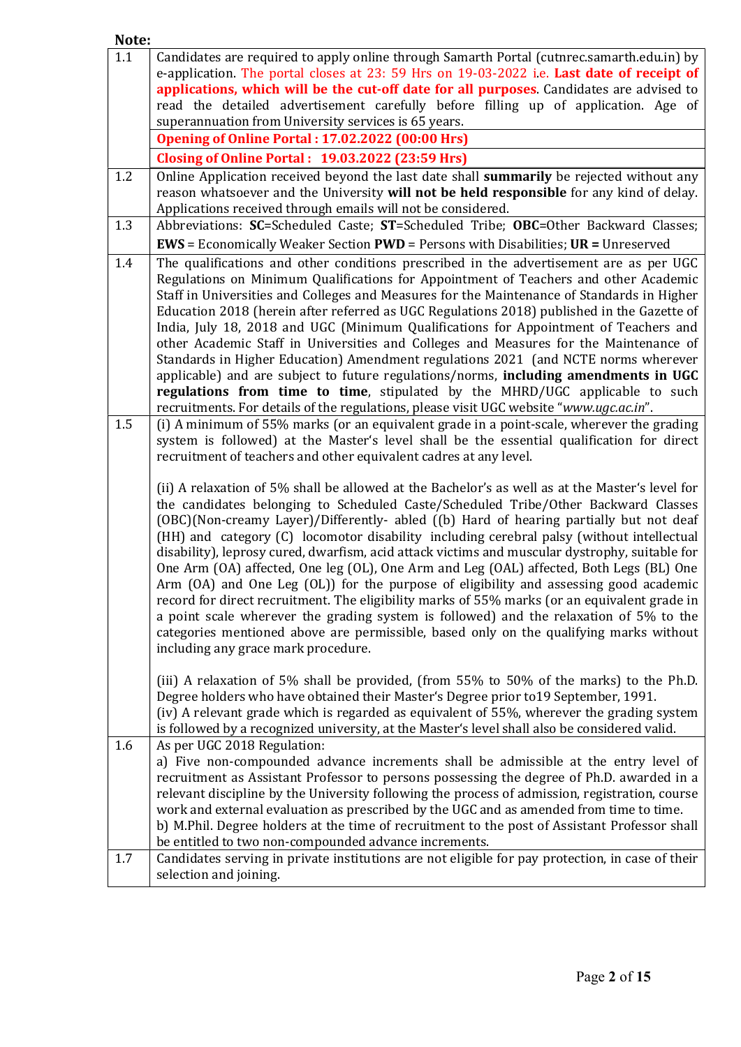**Note:**

| | |
|---|---|
| 1.1 | Candidates are required to apply online through Samarth Portal (cutnrec.samarth.edu.in) by e-application. The portal closes at 23: 59 Hrs on 19-03-2022 i.e. **Last date of receipt of applications, which will be the cut-off date for all purposes**. Candidates are advised to read the detailed advertisement carefully before filling up of application. Age of superannuation from University services is 65 years. |
| | **Opening of Online Portal : 17.02.2022 (00:00 Hrs)** |
| | **Closing of Online Portal : 19.03.2022 (23:59 Hrs)** |
| 1.2 | Online Application received beyond the last date shall **summarily** be rejected without any reason whatsoever and the University **will not be held responsible** for any kind of delay. Applications received through emails will not be considered. |
| 1.3 | Abbreviations: **SC**=Scheduled Caste; **ST**=Scheduled Tribe; **OBC**=Other Backward Classes; **EWS** = Economically Weaker Section **PWD** = Persons with Disabilities; **UR =** Unreserved |
| 1.4 | The qualifications and other conditions prescribed in the advertisement are as per UGC Regulations on Minimum Qualifications for Appointment of Teachers and other Academic Staff in Universities and Colleges and Measures for the Maintenance of Standards in Higher Education 2018 (herein after referred as UGC Regulations 2018) published in the Gazette of India, July 18, 2018 and UGC (Minimum Qualifications for Appointment of Teachers and other Academic Staff in Universities and Colleges and Measures for the Maintenance of Standards in Higher Education) Amendment regulations 2021 (and NCTE norms wherever applicable) and are subject to future regulations/norms, **including amendments in UGC regulations from time to time**, stipulated by the MHRD/UGC applicable to such recruitments. For details of the regulations, please visit UGC website "*www.ugc.ac.in*". |
| 1.5 | (i) A minimum of 55% marks (or an equivalent grade in a point-scale, wherever the grading system is followed) at the Master's level shall be the essential qualification for direct recruitment of teachers and other equivalent cadres at any level.<br><br>(ii) A relaxation of 5% shall be allowed at the Bachelor's as well as at the Master's level for the candidates belonging to Scheduled Caste/Scheduled Tribe/Other Backward Classes (OBC)(Non-creamy Layer)/Differently- abled ((b) Hard of hearing partially but not deaf (HH) and category (C) locomotor disability including cerebral palsy (without intellectual disability), leprosy cured, dwarfism, acid attack victims and muscular dystrophy, suitable for One Arm (OA) affected, One leg (OL), One Arm and Leg (OAL) affected, Both Legs (BL) One Arm (OA) and One Leg (OL)) for the purpose of eligibility and assessing good academic record for direct recruitment. The eligibility marks of 55% marks (or an equivalent grade in a point scale wherever the grading system is followed) and the relaxation of 5% to the categories mentioned above are permissible, based only on the qualifying marks without including any grace mark procedure.<br><br>(iii) A relaxation of 5% shall be provided, (from 55% to 50% of the marks) to the Ph.D. Degree holders who have obtained their Master's Degree prior to19 September, 1991.<br>(iv) A relevant grade which is regarded as equivalent of 55%, wherever the grading system is followed by a recognized university, at the Master's level shall also be considered valid. |
| 1.6 | As per UGC 2018 Regulation:<br>a) Five non-compounded advance increments shall be admissible at the entry level of recruitment as Assistant Professor to persons possessing the degree of Ph.D. awarded in a relevant discipline by the University following the process of admission, registration, course work and external evaluation as prescribed by the UGC and as amended from time to time.<br>b) M.Phil. Degree holders at the time of recruitment to the post of Assistant Professor shall be entitled to two non-compounded advance increments. |
| 1.7 | Candidates serving in private institutions are not eligible for pay protection, in case of their selection and joining. |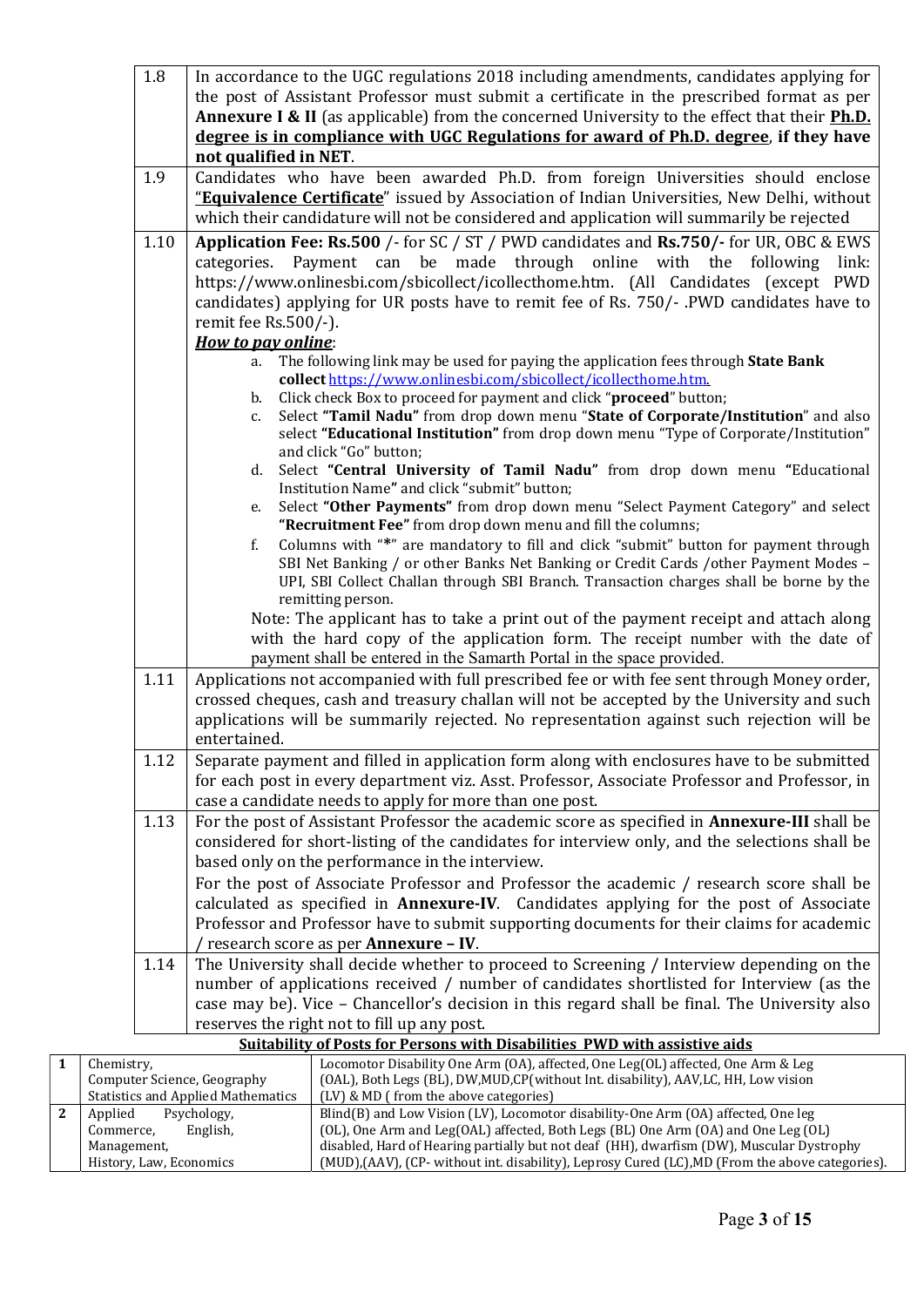| | |
|---|---|
| 1.8 | In accordance to the UGC regulations 2018 including amendments, candidates applying for the post of Assistant Professor must submit a certificate in the prescribed format as per **Annexure I & II** (as applicable) from the concerned University to the effect that their **Ph.D. degree is in compliance with UGC Regulations for award of Ph.D. degree**, **if they have not qualified in NET**. |
| 1.9 | Candidates who have been awarded Ph.D. from foreign Universities should enclose "**Equivalence Certificate**" issued by Association of Indian Universities, New Delhi, without which their candidature will not be considered and application will summarily be rejected |
| 1.10 | **Application Fee: Rs.500** /- for SC / ST / PWD candidates and **Rs.750/-** for UR, OBC & EWS categories. Payment can be made through online with the following link: https://www.onlinesbi.com/sbicollect/icollecthome.htm. (All Candidates (except PWD candidates) applying for UR posts have to remit fee of Rs. 750/- .PWD candidates have to remit fee Rs.500/-).<br>***How to pay online***:<br>a. The following link may be used for paying the application fees through **State Bank collect** https://www.onlinesbi.com/sbicollect/icollecthome.htm.<br>b. Click check Box to proceed for payment and click "**proceed**" button;<br>c. Select **"Tamil Nadu"** from drop down menu "**State of Corporate/Institution**" and also select **"Educational Institution"** from drop down menu "Type of Corporate/Institution" and click "Go" button;<br>d. Select **"Central University of Tamil Nadu"** from drop down menu **"**Educational Institution Name**"** and click "submit" button;<br>e. Select **"Other Payments"** from drop down menu "Select Payment Category" and select **"Recruitment Fee"** from drop down menu and fill the columns;<br>f. Columns with "**\***" are mandatory to fill and click "submit" button for payment through SBI Net Banking / or other Banks Net Banking or Credit Cards /other Payment Modes – UPI, SBI Collect Challan through SBI Branch. Transaction charges shall be borne by the remitting person.<br>Note: The applicant has to take a print out of the payment receipt and attach along with the hard copy of the application form. The receipt number with the date of payment shall be entered in the Samarth Portal in the space provided. |
| 1.11 | Applications not accompanied with full prescribed fee or with fee sent through Money order, crossed cheques, cash and treasury challan will not be accepted by the University and such applications will be summarily rejected. No representation against such rejection will be entertained. |
| 1.12 | Separate payment and filled in application form along with enclosures have to be submitted for each post in every department viz. Asst. Professor, Associate Professor and Professor, in case a candidate needs to apply for more than one post. |
| 1.13 | For the post of Assistant Professor the academic score as specified in **Annexure-III** shall be considered for short-listing of the candidates for interview only, and the selections shall be based only on the performance in the interview.<br>For the post of Associate Professor and Professor the academic / research score shall be calculated as specified in **Annexure-IV**. Candidates applying for the post of Associate Professor and Professor have to submit supporting documents for their claims for academic / research score as per **Annexure – IV**. |
| 1.14 | The University shall decide whether to proceed to Screening / Interview depending on the number of applications received / number of candidates shortlisted for Interview (as the case may be). Vice – Chancellor's decision in this regard shall be final. The University also reserves the right not to fill up any post. |

**Suitability of Posts for Persons with Disabilities PWD with assistive aids**

| | | |
|---|---|---|
| **1** | Chemistry, Computer Science, Geography Statistics and Applied Mathematics | Locomotor Disability One Arm (OA), affected, One Leg(OL) affected, One Arm & Leg (OAL), Both Legs (BL), DW,MUD,CP(without Int. disability), AAV,LC, HH, Low vision (LV) & MD ( from the above categories) |
| **2** | Applied Psychology, Commerce, English, Management, History, Law, Economics | Blind(B) and Low Vision (LV), Locomotor disability-One Arm (OA) affected, One leg (OL), One Arm and Leg(OAL) affected, Both Legs (BL) One Arm (OA) and One Leg (OL) disabled, Hard of Hearing partially but not deaf (HH), dwarfism (DW), Muscular Dystrophy (MUD),(AAV), (CP- without int. disability), Leprosy Cured (LC),MD (From the above categories). |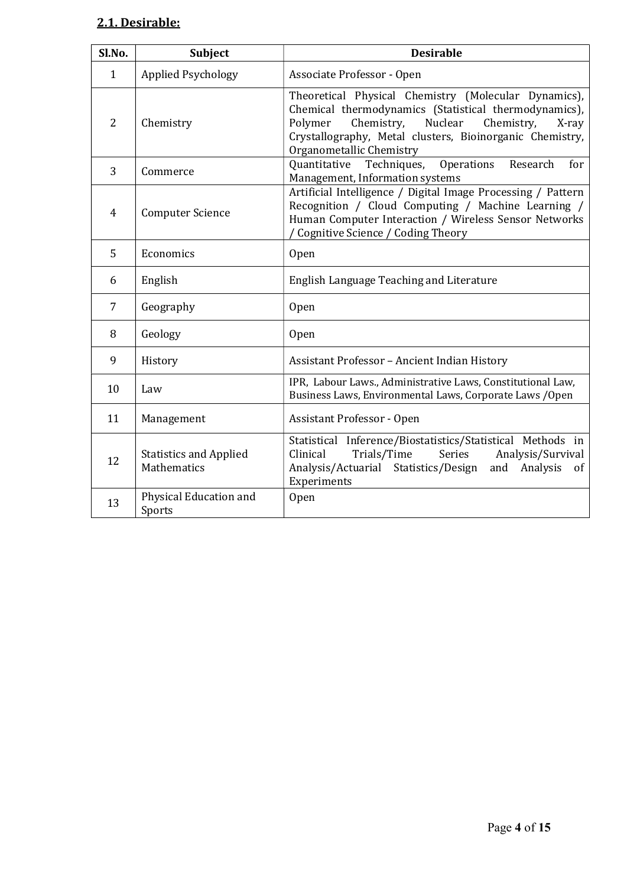## 2.1. Desirable:

| Sl.No. | Subject | Desirable |
|---|---|---|
| 1 | Applied Psychology | Associate Professor - Open |
| 2 | Chemistry | Theoretical Physical Chemistry (Molecular Dynamics), Chemical thermodynamics (Statistical thermodynamics), Polymer Chemistry, Nuclear Chemistry, X-ray Crystallography, Metal clusters, Bioinorganic Chemistry, Organometallic Chemistry |
| 3 | Commerce | Quantitative Techniques, Operations Research for Management, Information systems |
| 4 | Computer Science | Artificial Intelligence / Digital Image Processing / Pattern Recognition / Cloud Computing / Machine Learning / Human Computer Interaction / Wireless Sensor Networks / Cognitive Science / Coding Theory |
| 5 | Economics | Open |
| 6 | English | English Language Teaching and Literature |
| 7 | Geography | Open |
| 8 | Geology | Open |
| 9 | History | Assistant Professor – Ancient Indian History |
| 10 | Law | IPR, Labour Laws., Administrative Laws, Constitutional Law, Business Laws, Environmental Laws, Corporate Laws /Open |
| 11 | Management | Assistant Professor - Open |
| 12 | Statistics and Applied Mathematics | Statistical Inference/Biostatistics/Statistical Methods in Clinical Trials/Time Series Analysis/Survival Analysis/Actuarial Statistics/Design and Analysis of Experiments |
| 13 | Physical Education and Sports | Open |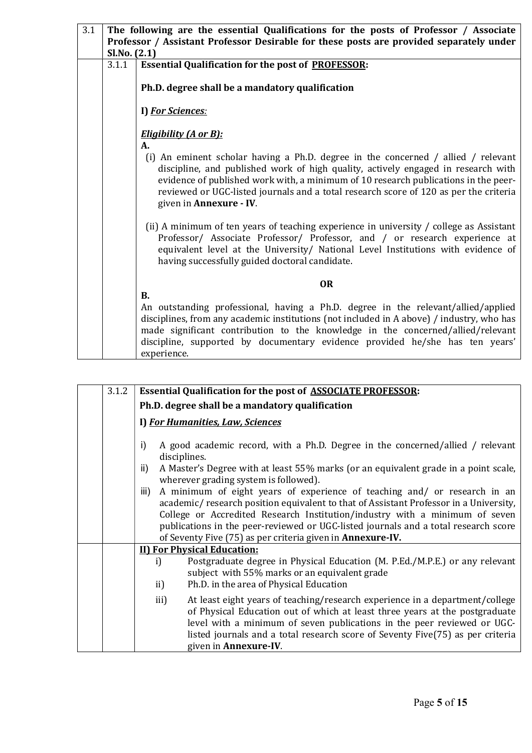**3.1 The following are the essential Qualifications for the posts of Professor / Associate Professor / Assistant Professor Desirable for these posts are provided separately under Sl.No. (2.1)**

**3.1.1 Essential Qualification for the post of <u>PROFESSOR</u>:**

**Ph.D. degree shall be a mandatory qualification**

**I) *<u>For Sciences</u>:***

***<u>Eligibility (A or B):</u>***

**A.**

(i) An eminent scholar having a Ph.D. degree in the concerned / allied / relevant discipline, and published work of high quality, actively engaged in research with evidence of published work with, a minimum of 10 research publications in the peer-reviewed or UGC-listed journals and a total research score of 120 as per the criteria given in **Annexure - IV**.

(ii) A minimum of ten years of teaching experience in university / college as Assistant Professor/ Associate Professor/ Professor, and / or research experience at equivalent level at the University/ National Level Institutions with evidence of having successfully guided doctoral candidate.

**OR**

**B.**

An outstanding professional, having a Ph.D. degree in the relevant/allied/applied disciplines, from any academic institutions (not included in A above) / industry, who has made significant contribution to the knowledge in the concerned/allied/relevant discipline, supported by documentary evidence provided he/she has ten years' experience.

**3.1.2 Essential Qualification for the post of <u>ASSOCIATE PROFESSOR</u>:**

**Ph.D. degree shall be a mandatory qualification**

**I) *<u>For Humanities, Law, Sciences</u>***

i) A good academic record, with a Ph.D. Degree in the concerned/allied / relevant disciplines.
ii) A Master's Degree with at least 55% marks (or an equivalent grade in a point scale, wherever grading system is followed).
iii) A minimum of eight years of experience of teaching and/ or research in an academic/ research position equivalent to that of Assistant Professor in a University, College or Accredited Research Institution/industry with a minimum of seven publications in the peer-reviewed or UGC-listed journals and a total research score of Seventy Five (75) as per criteria given in **Annexure-IV.**

**<u>II) For Physical Education:</u>**

i) Postgraduate degree in Physical Education (M. P.Ed./M.P.E.) or any relevant subject with 55% marks or an equivalent grade
ii) Ph.D. in the area of Physical Education
iii) At least eight years of teaching/research experience in a department/college of Physical Education out of which at least three years at the postgraduate level with a minimum of seven publications in the peer reviewed or UGC-listed journals and a total research score of Seventy Five(75) as per criteria given in **Annexure-IV**.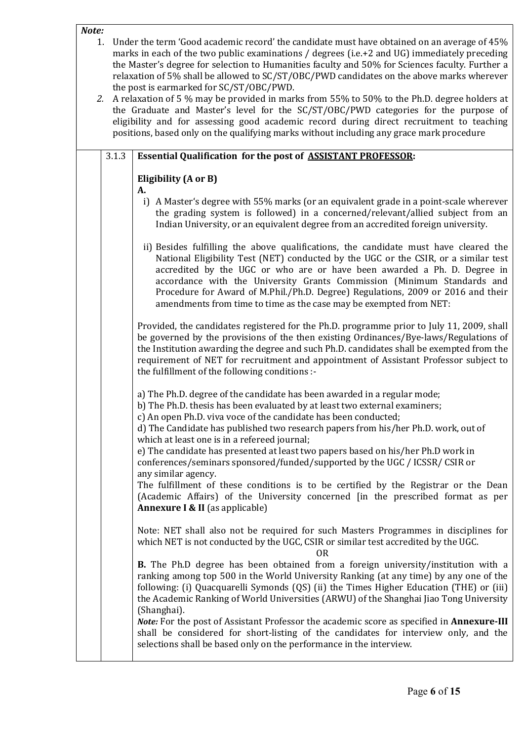***Note:***

1. Under the term 'Good academic record' the candidate must have obtained on an average of 45% marks in each of the two public examinations / degrees (i.e.+2 and UG) immediately preceding the Master's degree for selection to Humanities faculty and 50% for Sciences faculty. Further a relaxation of 5% shall be allowed to SC/ST/OBC/PWD candidates on the above marks wherever the post is earmarked for SC/ST/OBC/PWD.
2. A relaxation of 5 % may be provided in marks from 55% to 50% to the Ph.D. degree holders at the Graduate and Master's level for the SC/ST/OBC/PWD categories for the purpose of eligibility and for assessing good academic record during direct recruitment to teaching positions, based only on the qualifying marks without including any grace mark procedure

**3.1.3 Essential Qualification for the post of ASSISTANT PROFESSOR:**

**Eligibility (A or B)**

**A.**

i) A Master's degree with 55% marks (or an equivalent grade in a point-scale wherever the grading system is followed) in a concerned/relevant/allied subject from an Indian University, or an equivalent degree from an accredited foreign university.

ii) Besides fulfilling the above qualifications, the candidate must have cleared the National Eligibility Test (NET) conducted by the UGC or the CSIR, or a similar test accredited by the UGC or who are or have been awarded a Ph. D. Degree in accordance with the University Grants Commission (Minimum Standards and Procedure for Award of M.Phil./Ph.D. Degree) Regulations, 2009 or 2016 and their amendments from time to time as the case may be exempted from NET:

Provided, the candidates registered for the Ph.D. programme prior to July 11, 2009, shall be governed by the provisions of the then existing Ordinances/Bye-laws/Regulations of the Institution awarding the degree and such Ph.D. candidates shall be exempted from the requirement of NET for recruitment and appointment of Assistant Professor subject to the fulfillment of the following conditions :-

a) The Ph.D. degree of the candidate has been awarded in a regular mode;
b) The Ph.D. thesis has been evaluated by at least two external examiners;
c) An open Ph.D. viva voce of the candidate has been conducted;
d) The Candidate has published two research papers from his/her Ph.D. work, out of which at least one is in a refereed journal;
e) The candidate has presented at least two papers based on his/her Ph.D work in conferences/seminars sponsored/funded/supported by the UGC / ICSSR/ CSIR or any similar agency.

The fulfillment of these conditions is to be certified by the Registrar or the Dean (Academic Affairs) of the University concerned [in the prescribed format as per **Annexure I & II** (as applicable)

Note: NET shall also not be required for such Masters Programmes in disciplines for which NET is not conducted by the UGC, CSIR or similar test accredited by the UGC.

OR

**B.** The Ph.D degree has been obtained from a foreign university/institution with a ranking among top 500 in the World University Ranking (at any time) by any one of the following: (i) Quacquarelli Symonds (QS) (ii) the Times Higher Education (THE) or (iii) the Academic Ranking of World Universities (ARWU) of the Shanghai Jiao Tong University (Shanghai).

***Note:*** For the post of Assistant Professor the academic score as specified in **Annexure-III** shall be considered for short-listing of the candidates for interview only, and the selections shall be based only on the performance in the interview.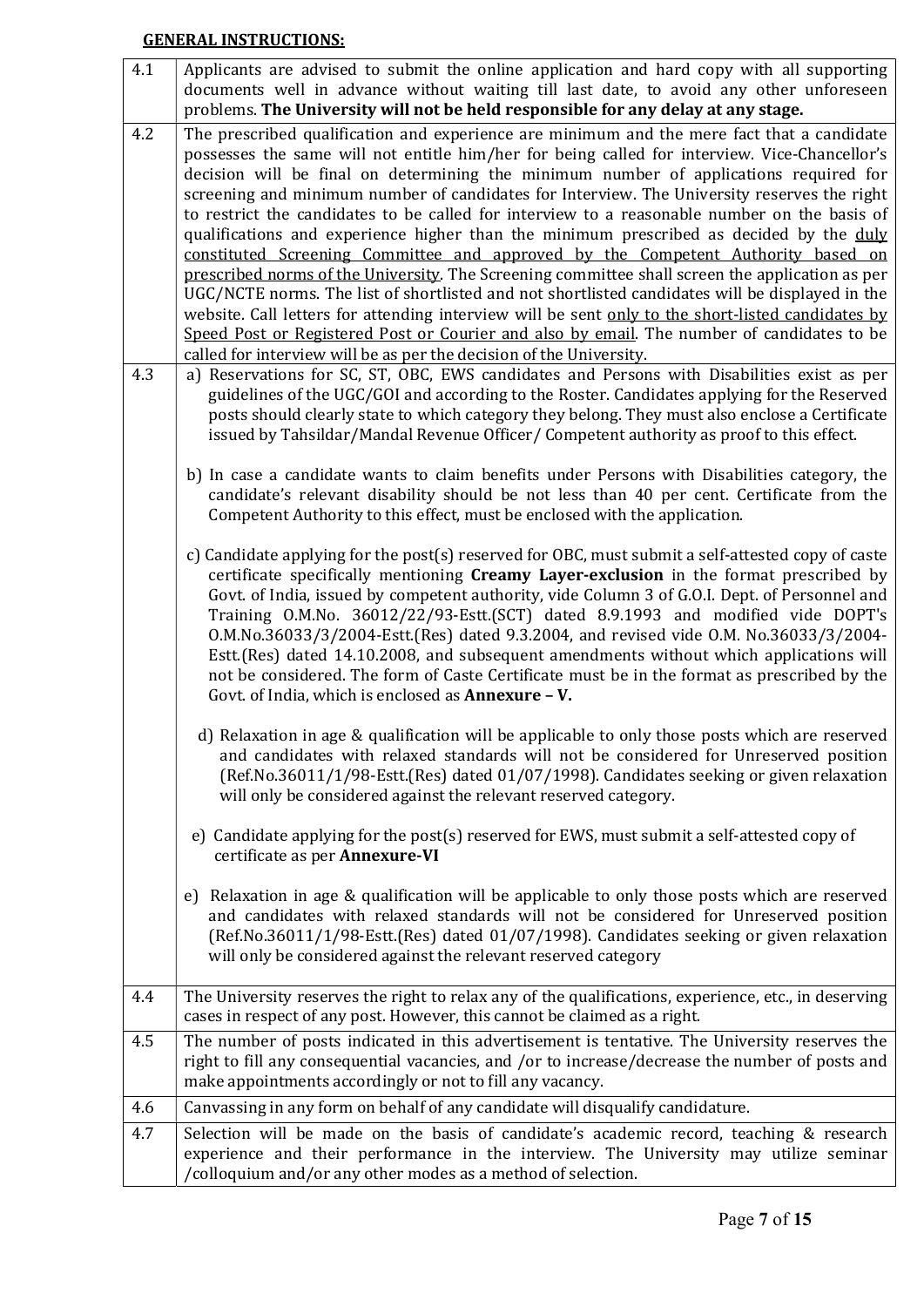## GENERAL INSTRUCTIONS:

| | |
|---|---|
| 4.1 | Applicants are advised to submit the online application and hard copy with all supporting documents well in advance without waiting till last date, to avoid any other unforeseen problems. **The University will not be held responsible for any delay at any stage.** |
| 4.2 | The prescribed qualification and experience are minimum and the mere fact that a candidate possesses the same will not entitle him/her for being called for interview. Vice-Chancellor's decision will be final on determining the minimum number of applications required for screening and minimum number of candidates for Interview. The University reserves the right to restrict the candidates to be called for interview to a reasonable number on the basis of qualifications and experience higher than the minimum prescribed as decided by the duly constituted Screening Committee and approved by the Competent Authority based on prescribed norms of the University. The Screening committee shall screen the application as per UGC/NCTE norms. The list of shortlisted and not shortlisted candidates will be displayed in the website. Call letters for attending interview will be sent only to the short-listed candidates by Speed Post or Registered Post or Courier and also by email. The number of candidates to be called for interview will be as per the decision of the University. |
| 4.3 | a) Reservations for SC, ST, OBC, EWS candidates and Persons with Disabilities exist as per guidelines of the UGC/GOI and according to the Roster. Candidates applying for the Reserved posts should clearly state to which category they belong. They must also enclose a Certificate issued by Tahsildar/Mandal Revenue Officer/ Competent authority as proof to this effect.<br><br>b) In case a candidate wants to claim benefits under Persons with Disabilities category, the candidate's relevant disability should be not less than 40 per cent. Certificate from the Competent Authority to this effect, must be enclosed with the application.<br><br>c) Candidate applying for the post(s) reserved for OBC, must submit a self-attested copy of caste certificate specifically mentioning **Creamy Layer-exclusion** in the format prescribed by Govt. of India, issued by competent authority, vide Column 3 of G.O.I. Dept. of Personnel and Training O.M.No. 36012/22/93-Estt.(SCT) dated 8.9.1993 and modified vide DOPT's O.M.No.36033/3/2004-Estt.(Res) dated 9.3.2004, and revised vide O.M. No.36033/3/2004-Estt.(Res) dated 14.10.2008, and subsequent amendments without which applications will not be considered. The form of Caste Certificate must be in the format as prescribed by the Govt. of India, which is enclosed as **Annexure – V.**<br><br>d) Relaxation in age & qualification will be applicable to only those posts which are reserved and candidates with relaxed standards will not be considered for Unreserved position (Ref.No.36011/1/98-Estt.(Res) dated 01/07/1998). Candidates seeking or given relaxation will only be considered against the relevant reserved category.<br><br>e) Candidate applying for the post(s) reserved for EWS, must submit a self-attested copy of certificate as per **Annexure-VI**<br><br>e) Relaxation in age & qualification will be applicable to only those posts which are reserved and candidates with relaxed standards will not be considered for Unreserved position (Ref.No.36011/1/98-Estt.(Res) dated 01/07/1998). Candidates seeking or given relaxation will only be considered against the relevant reserved category |
| 4.4 | The University reserves the right to relax any of the qualifications, experience, etc., in deserving cases in respect of any post. However, this cannot be claimed as a right. |
| 4.5 | The number of posts indicated in this advertisement is tentative. The University reserves the right to fill any consequential vacancies, and /or to increase/decrease the number of posts and make appointments accordingly or not to fill any vacancy. |
| 4.6 | Canvassing in any form on behalf of any candidate will disqualify candidature. |
| 4.7 | Selection will be made on the basis of candidate's academic record, teaching & research experience and their performance in the interview. The University may utilize seminar /colloquium and/or any other modes as a method of selection. |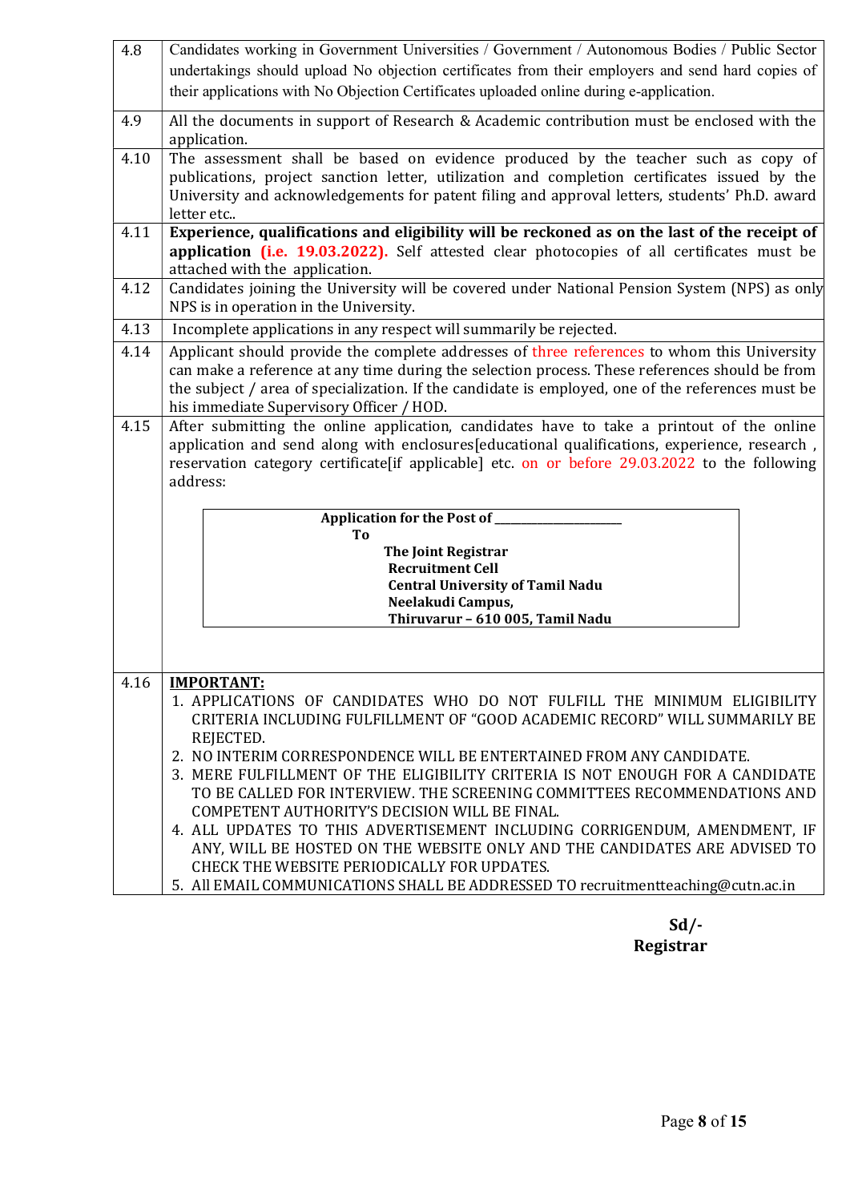| | |
|---|---|
| 4.8 | Candidates working in Government Universities / Government / Autonomous Bodies / Public Sector undertakings should upload No objection certificates from their employers and send hard copies of their applications with No Objection Certificates uploaded online during e-application. |
| 4.9 | All the documents in support of Research & Academic contribution must be enclosed with the application. |
| 4.10 | The assessment shall be based on evidence produced by the teacher such as copy of publications, project sanction letter, utilization and completion certificates issued by the University and acknowledgements for patent filing and approval letters, students' Ph.D. award letter etc.. |
| 4.11 | **Experience, qualifications and eligibility will be reckoned as on the last of the receipt of application (i.e. 19.03.2022).** Self attested clear photocopies of all certificates must be attached with the application. |
| 4.12 | Candidates joining the University will be covered under National Pension System (NPS) as only NPS is in operation in the University. |
| 4.13 | Incomplete applications in any respect will summarily be rejected. |
| 4.14 | Applicant should provide the complete addresses of three references to whom this University can make a reference at any time during the selection process. These references should be from the subject / area of specialization. If the candidate is employed, one of the references must be his immediate Supervisory Officer / HOD. |
| 4.15 | After submitting the online application, candidates have to take a printout of the online application and send along with enclosures[educational qualifications, experience, research , reservation category certificate[if applicable] etc. on or before 29.03.2022 to the following address: <br><br> **Application for the Post of \_\_\_\_\_\_\_\_\_\_\_\_\_\_\_\_\_\_\_\_** <br> **To** <br> **The Joint Registrar** <br> **Recruitment Cell** <br> **Central University of Tamil Nadu** <br> **Neelakudi Campus,** <br> **Thiruvarur – 610 005, Tamil Nadu** |
| 4.16 | **IMPORTANT:** <br> 1. APPLICATIONS OF CANDIDATES WHO DO NOT FULFILL THE MINIMUM ELIGIBILITY CRITERIA INCLUDING FULFILLMENT OF "GOOD ACADEMIC RECORD" WILL SUMMARILY BE REJECTED. <br> 2. NO INTERIM CORRESPONDENCE WILL BE ENTERTAINED FROM ANY CANDIDATE. <br> 3. MERE FULFILLMENT OF THE ELIGIBILITY CRITERIA IS NOT ENOUGH FOR A CANDIDATE TO BE CALLED FOR INTERVIEW. THE SCREENING COMMITTEES RECOMMENDATIONS AND COMPETENT AUTHORITY'S DECISION WILL BE FINAL. <br> 4. ALL UPDATES TO THIS ADVERTISEMENT INCLUDING CORRIGENDUM, AMENDMENT, IF ANY, WILL BE HOSTED ON THE WEBSITE ONLY AND THE CANDIDATES ARE ADVISED TO CHECK THE WEBSITE PERIODICALLY FOR UPDATES. <br> 5. All EMAIL COMMUNICATIONS SHALL BE ADDRESSED TO recruitmentteaching@cutn.ac.in |

**Sd/-**
**Registrar**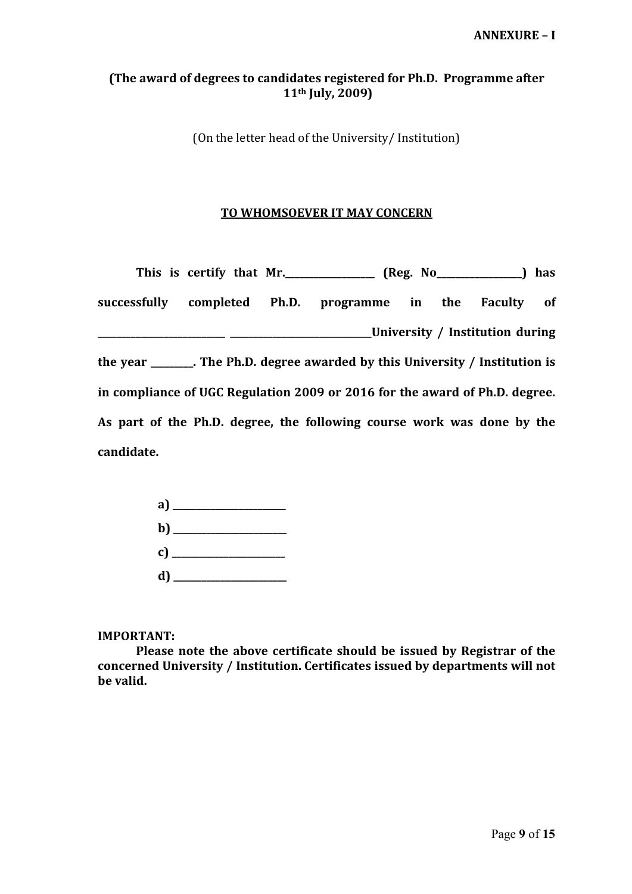**ANNEXURE – I**

**(The award of degrees to candidates registered for Ph.D. Programme after 11th July, 2009)**

(On the letter head of the University/ Institution)

**<u>TO WHOMSOEVER IT MAY CONCERN</u>**

**This is certify that Mr.__________________ (Reg. No_________________) has successfully completed Ph.D. programme in the Faculty of __________________________ ______________________________University / Institution during the year ________. The Ph.D. degree awarded by this University / Institution is in compliance of UGC Regulation 2009 or 2016 for the award of Ph.D. degree. As part of the Ph.D. degree, the following course work was done by the candidate.**

**a) _______________________**
**b) _______________________**
**c) _______________________**
**d) _______________________**

**IMPORTANT:**
**Please note the above certificate should be issued by Registrar of the concerned University / Institution. Certificates issued by departments will not be valid.**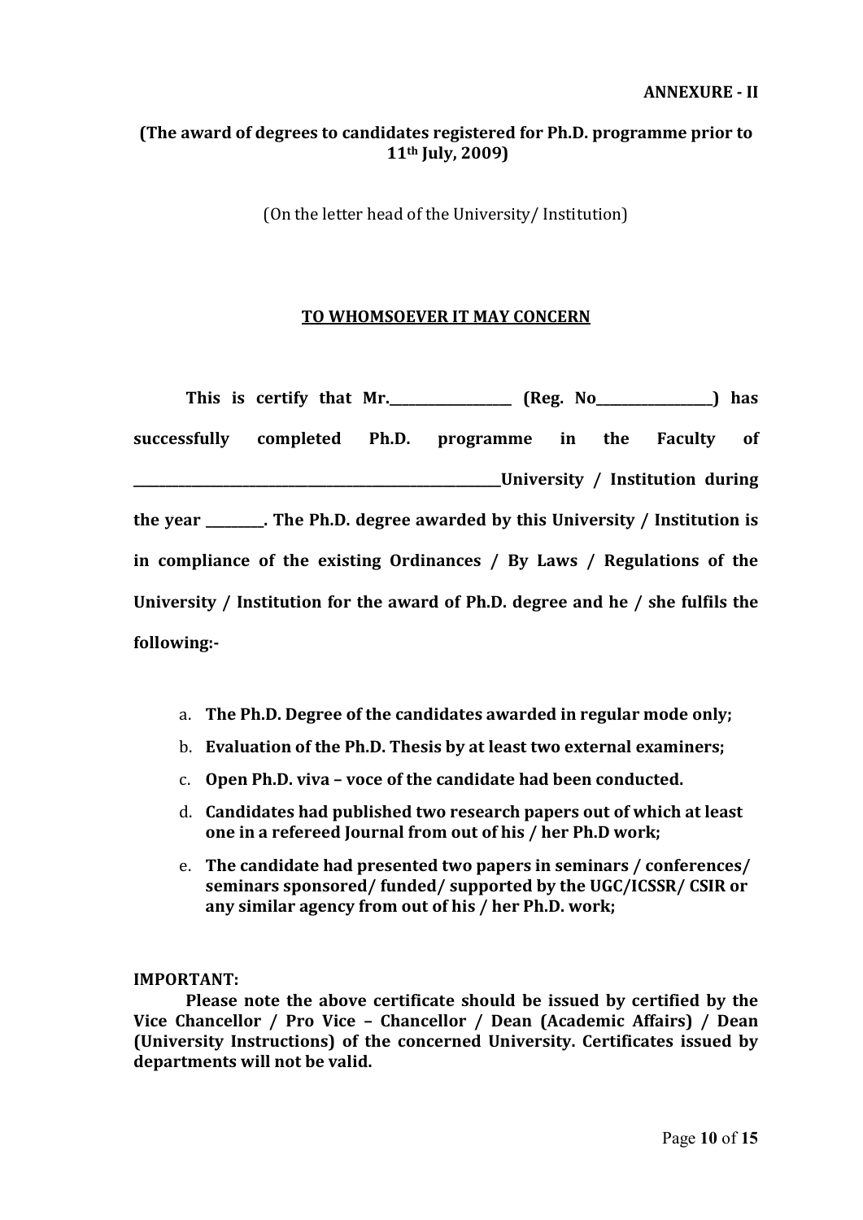**ANNEXURE - II**

**(The award of degrees to candidates registered for Ph.D. programme prior to 11th July, 2009)**

(On the letter head of the University/ Institution)

**<u>TO WHOMSOEVER IT MAY CONCERN</u>**

**This is certify that Mr.__________________ (Reg. No_________________) has successfully completed Ph.D. programme in the Faculty of ______________________________________________________University / Institution during the year _________. The Ph.D. degree awarded by this University / Institution is in compliance of the existing Ordinances / By Laws / Regulations of the University / Institution for the award of Ph.D. degree and he / she fulfils the following:-**

a. **The Ph.D. Degree of the candidates awarded in regular mode only;**
b. **Evaluation of the Ph.D. Thesis by at least two external examiners;**
c. **Open Ph.D. viva – voce of the candidate had been conducted.**
d. **Candidates had published two research papers out of which at least one in a refereed Journal from out of his / her Ph.D work;**
e. **The candidate had presented two papers in seminars / conferences/ seminars sponsored/ funded/ supported by the UGC/ICSSR/ CSIR or any similar agency from out of his / her Ph.D. work;**

**IMPORTANT:**

**Please note the above certificate should be issued by certified by the Vice Chancellor / Pro Vice – Chancellor / Dean (Academic Affairs) / Dean (University Instructions) of the concerned University. Certificates issued by departments will not be valid.**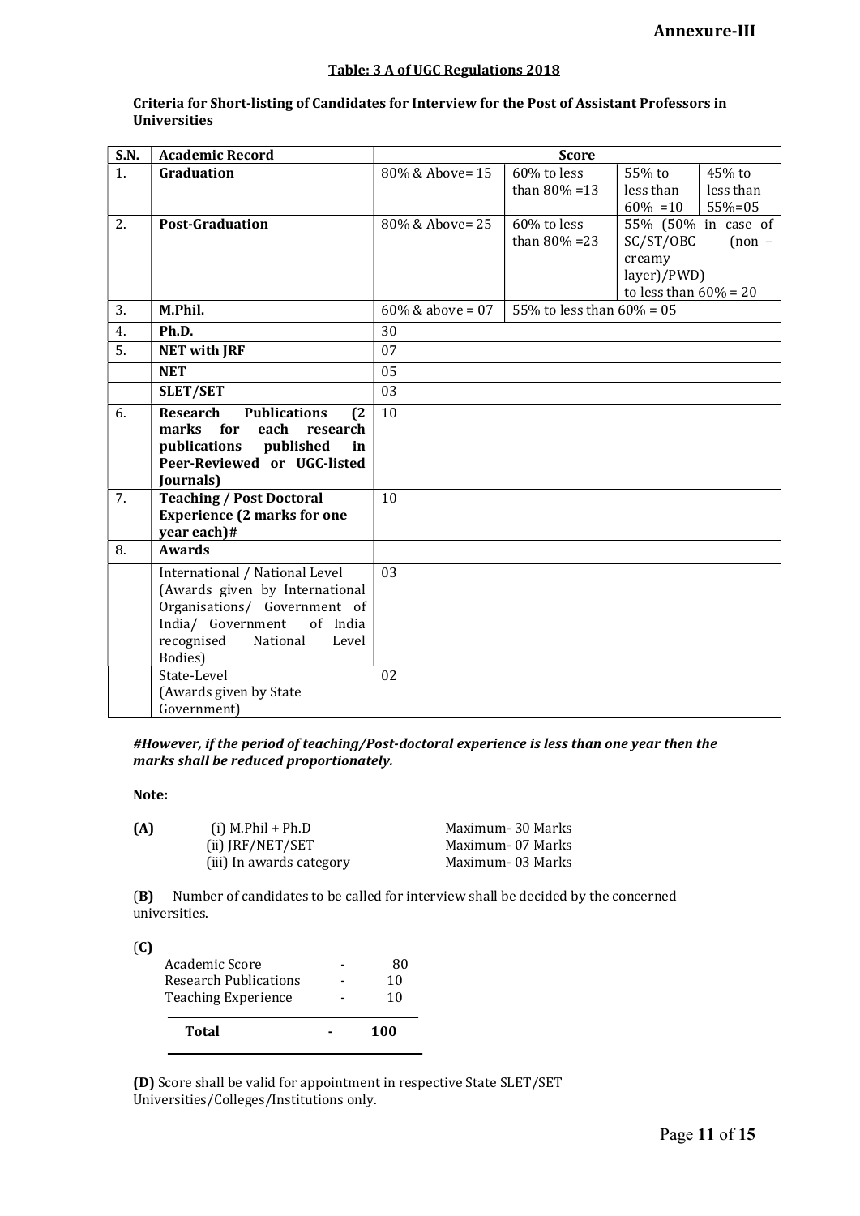**Annexure-III**

**Table: 3 A of UGC Regulations 2018**

**Criteria for Short-listing of Candidates for Interview for the Post of Assistant Professors in Universities**

| S.N. | Academic Record | Score | | | |
|---|---|---|---|---|---|
| 1. | **Graduation** | 80% & Above= 15 | 60% to less than 80% =13 | 55% to less than 60% =10 | 45% to less than 55%=05 |
| 2. | **Post-Graduation** | 80% & Above= 25 | 60% to less than 80% =23 | 55% (50% in case of SC/ST/OBC (non – creamy layer)/PWD) to less than 60% = 20 | |
| 3. | **M.Phil.** | 60% & above = 07 | 55% to less than 60% = 05 | | |
| 4. | **Ph.D.** | 30 | | | |
| 5. | **NET with JRF** | 07 | | | |
| | **NET** | 05 | | | |
| | **SLET/SET** | 03 | | | |
| 6. | **Research Publications (2 marks for each research publications published in Peer-Reviewed or UGC-listed Journals)** | 10 | | | |
| 7. | **Teaching / Post Doctoral Experience (2 marks for one year each)#** | 10 | | | |
| 8. | **Awards** | | | | |
| | International / National Level (Awards given by International Organisations/ Government of India/ Government of India recognised National Level Bodies) | 03 | | | |
| | State-Level (Awards given by State Government) | 02 | | | |

***#However, if the period of teaching/Post-doctoral experience is less than one year then the marks shall be reduced proportionately.***

**Note:**

**(A)**
(i) M.Phil + Ph.D — Maximum- 30 Marks
(ii) JRF/NET/SET — Maximum- 07 Marks
(iii) In awards category — Maximum- 03 Marks

(**B**) Number of candidates to be called for interview shall be decided by the concerned universities.

(**C**)

| | | |
|---|---|---|
| Academic Score | - | 80 |
| Research Publications | - | 10 |
| Teaching Experience | - | 10 |
| **Total** | **-** | **100** |

**(D)** Score shall be valid for appointment in respective State SLET/SET Universities/Colleges/Institutions only.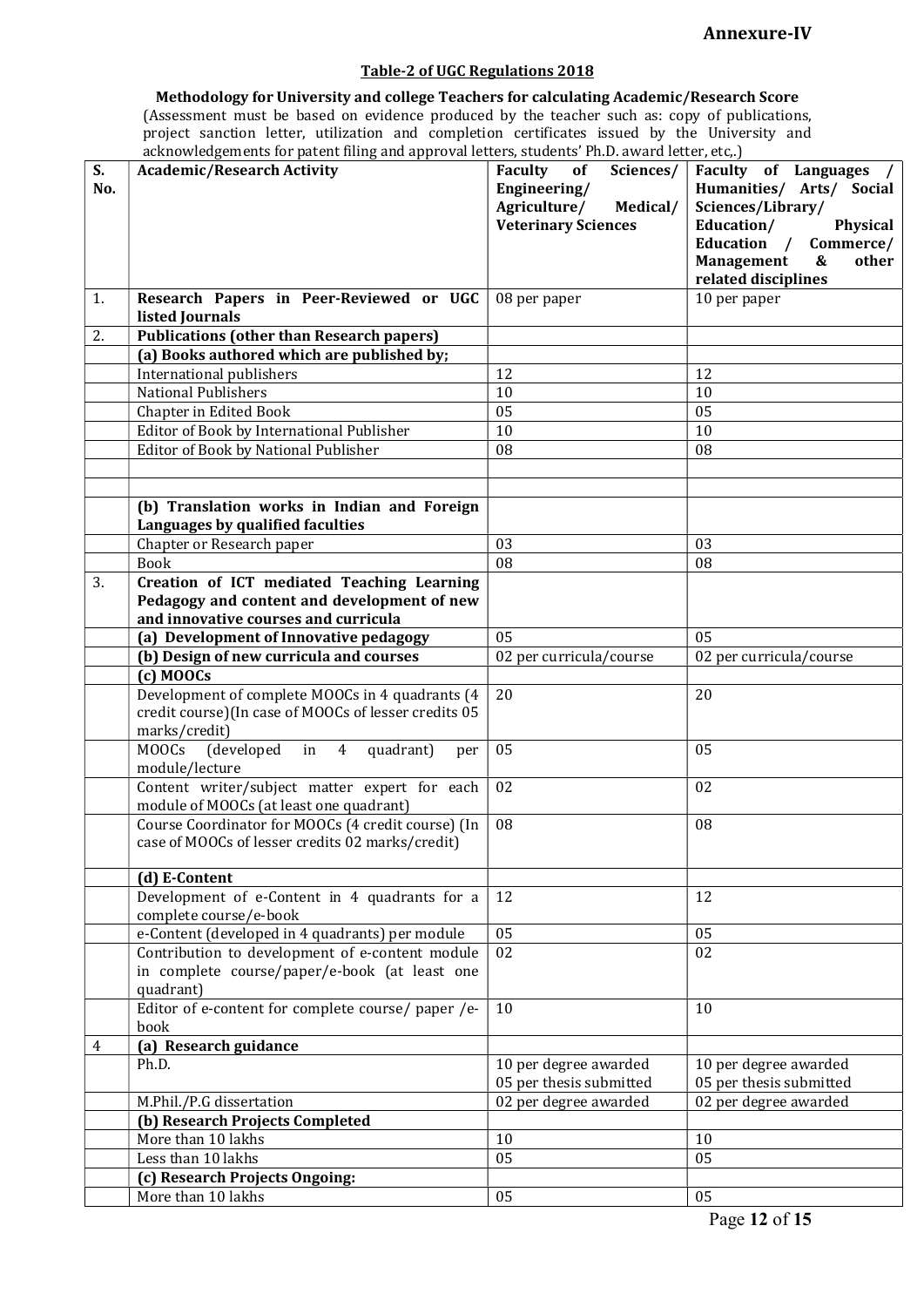**Annexure-IV**

## Table-2 of UGC Regulations 2018

**Methodology for University and college Teachers for calculating Academic/Research Score**

(Assessment must be based on evidence produced by the teacher such as: copy of publications, project sanction letter, utilization and completion certificates issued by the University and acknowledgements for patent filing and approval letters, students' Ph.D. award letter, etc,.)

| S. No. | Academic/Research Activity | Faculty of Sciences/ Engineering/ Agriculture/ Medical/ Veterinary Sciences | Faculty of Languages / Humanities/ Arts/ Social Sciences/Library/ Education/ Physical Education / Commerce/ Management & other related disciplines |
|---|---|---|---|
| 1. | **Research Papers in Peer-Reviewed or UGC listed Journals** | 08 per paper | 10 per paper |
| 2. | **Publications (other than Research papers)** | | |
| | **(a) Books authored which are published by;** | | |
| | International publishers | 12 | 12 |
| | National Publishers | 10 | 10 |
| | Chapter in Edited Book | 05 | 05 |
| | Editor of Book by International Publisher | 10 | 10 |
| | Editor of Book by National Publisher | 08 | 08 |
| | | | |
| | | | |
| | **(b) Translation works in Indian and Foreign Languages by qualified faculties** | | |
| | Chapter or Research paper | 03 | 03 |
| | Book | 08 | 08 |
| 3. | **Creation of ICT mediated Teaching Learning Pedagogy and content and development of new and innovative courses and curricula** | | |
| | **(a) Development of Innovative pedagogy** | 05 | 05 |
| | **(b) Design of new curricula and courses** | 02 per curricula/course | 02 per curricula/course |
| | **(c) MOOCs** | | |
| | Development of complete MOOCs in 4 quadrants (4 credit course)(In case of MOOCs of lesser credits 05 marks/credit) | 20 | 20 |
| | MOOCs (developed in 4 quadrant) per module/lecture | 05 | 05 |
| | Content writer/subject matter expert for each module of MOOCs (at least one quadrant) | 02 | 02 |
| | Course Coordinator for MOOCs (4 credit course) (In case of MOOCs of lesser credits 02 marks/credit) | 08 | 08 |
| | **(d) E-Content** | | |
| | Development of e-Content in 4 quadrants for a complete course/e-book | 12 | 12 |
| | e-Content (developed in 4 quadrants) per module | 05 | 05 |
| | Contribution to development of e-content module in complete course/paper/e-book (at least one quadrant) | 02 | 02 |
| | Editor of e-content for complete course/ paper /e-book | 10 | 10 |
| 4 | **(a) Research guidance** | | |
| | Ph.D. | 10 per degree awarded<br>05 per thesis submitted | 10 per degree awarded<br>05 per thesis submitted |
| | M.Phil./P.G dissertation | 02 per degree awarded | 02 per degree awarded |
| | **(b) Research Projects Completed** | | |
| | More than 10 lakhs | 10 | 10 |
| | Less than 10 lakhs | 05 | 05 |
| | **(c) Research Projects Ongoing:** | | |
| | More than 10 lakhs | 05 | 05 |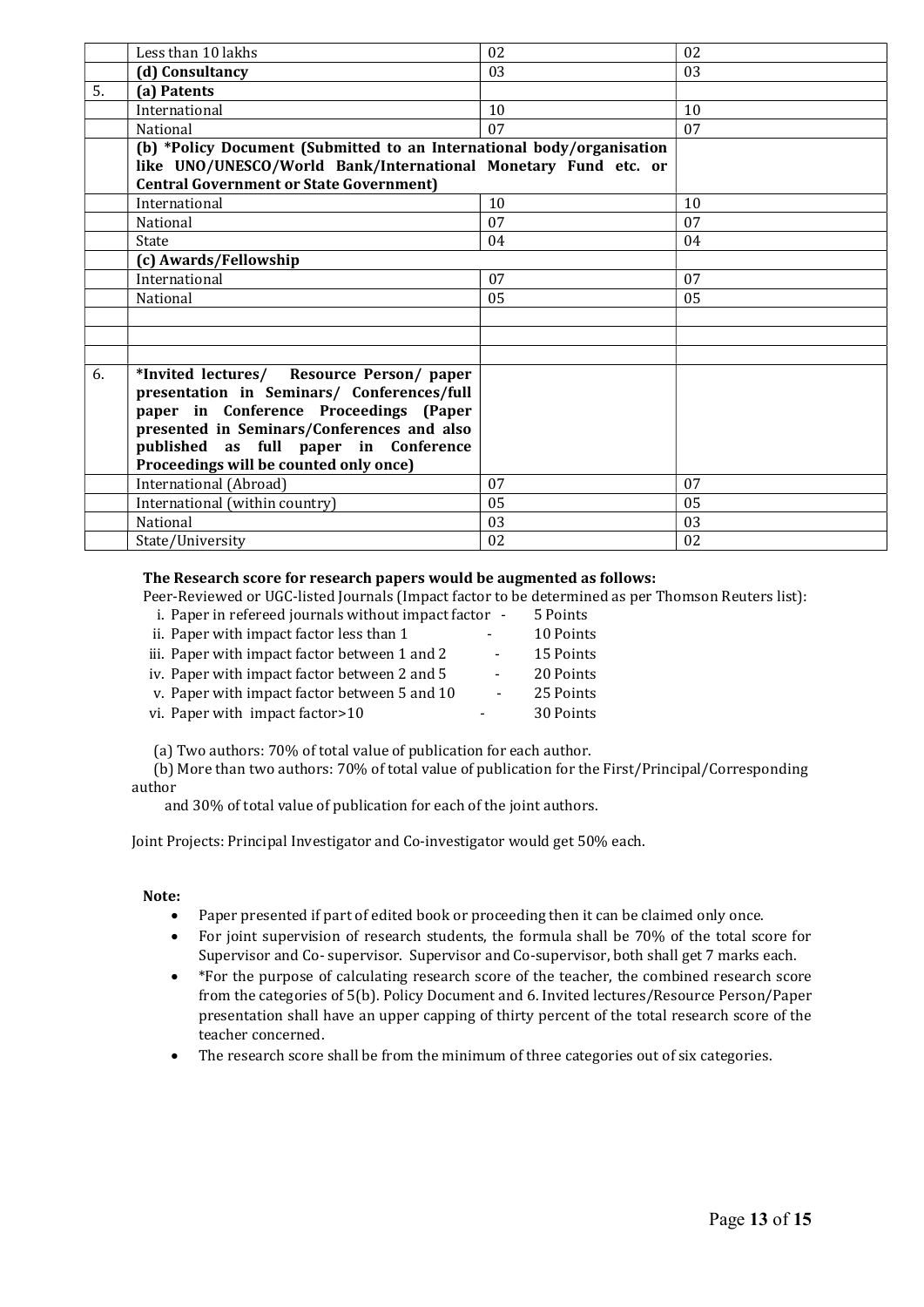|  | Less than 10 lakhs | 02 | 02 |
|---|---|---|---|
|  | **(d) Consultancy** | 03 | 03 |
| 5. | **(a) Patents** |  |  |
|  | International | 10 | 10 |
|  | National | 07 | 07 |
|  | **(b) *Policy Document (Submitted to an International body/organisation like UNO/UNESCO/World Bank/International Monetary Fund etc. or Central Government or State Government)** |  |  |
|  | International | 10 | 10 |
|  | National | 07 | 07 |
|  | State | 04 | 04 |
|  | **(c) Awards/Fellowship** |  |  |
|  | International | 07 | 07 |
|  | National | 05 | 05 |
|  |  |  |  |
|  |  |  |  |
|  |  |  |  |
| 6. | ***Invited lectures/ Resource Person/ paper presentation in Seminars/ Conferences/full paper in Conference Proceedings (Paper presented in Seminars/Conferences and also published as full paper in Conference Proceedings will be counted only once)** |  |  |
|  | International (Abroad) | 07 | 07 |
|  | International (within country) | 05 | 05 |
|  | National | 03 | 03 |
|  | State/University | 02 | 02 |

**The Research score for research papers would be augmented as follows:**

Peer-Reviewed or UGC-listed Journals (Impact factor to be determined as per Thomson Reuters list):

i. Paper in refereed journals without impact factor - 5 Points
ii. Paper with impact factor less than 1 - 10 Points
iii. Paper with impact factor between 1 and 2 - 15 Points
iv. Paper with impact factor between 2 and 5 - 20 Points
v. Paper with impact factor between 5 and 10 - 25 Points
vi. Paper with impact factor>10 - 30 Points

(a) Two authors: 70% of total value of publication for each author.

(b) More than two authors: 70% of total value of publication for the First/Principal/Corresponding author and 30% of total value of publication for each of the joint authors.

Joint Projects: Principal Investigator and Co-investigator would get 50% each.

**Note:**

- Paper presented if part of edited book or proceeding then it can be claimed only once.
- For joint supervision of research students, the formula shall be 70% of the total score for Supervisor and Co- supervisor. Supervisor and Co-supervisor, both shall get 7 marks each.
- *For the purpose of calculating research score of the teacher, the combined research score from the categories of 5(b). Policy Document and 6. Invited lectures/Resource Person/Paper presentation shall have an upper capping of thirty percent of the total research score of the teacher concerned.
- The research score shall be from the minimum of three categories out of six categories.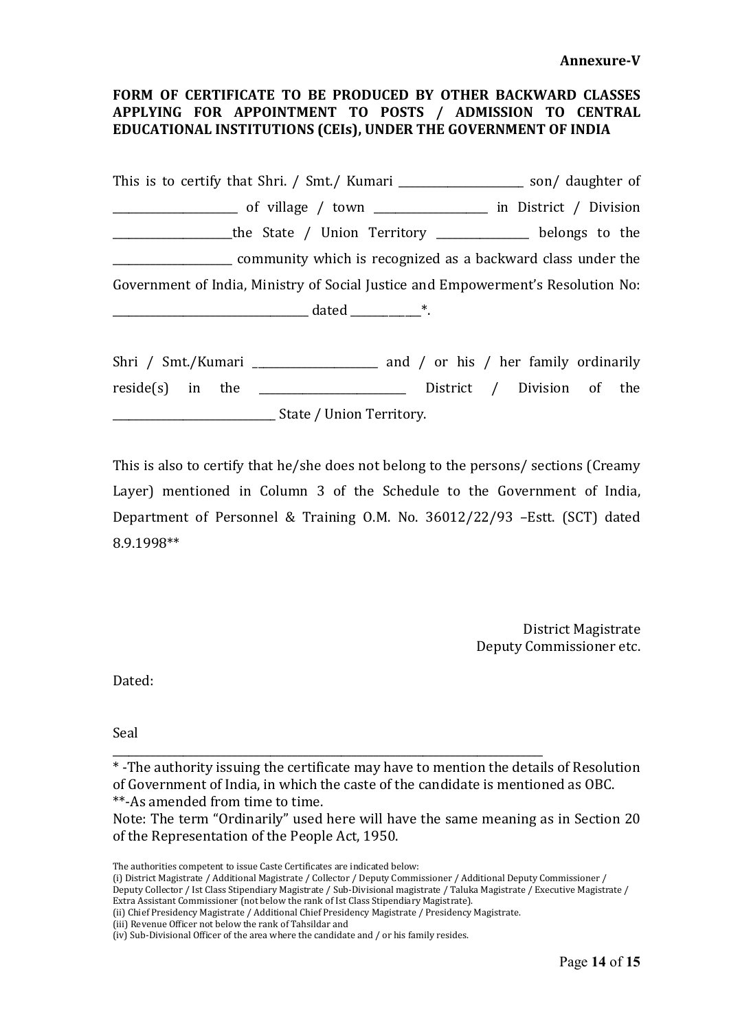**Annexure-V**

**FORM OF CERTIFICATE TO BE PRODUCED BY OTHER BACKWARD CLASSES APPLYING FOR APPOINTMENT TO POSTS / ADMISSION TO CENTRAL EDUCATIONAL INSTITUTIONS (CEIs), UNDER THE GOVERNMENT OF INDIA**

This is to certify that Shri. / Smt./ Kumari ______________________ son/ daughter of ______________________ of village / town ____________________ in District / Division _____________________the State / Union Territory ________________ belongs to the _____________________ community which is recognized as a backward class under the Government of India, Ministry of Social Justice and Empowerment's Resolution No: __________________________________ dated ____________*.

Shri / Smt./Kumari ______________________ and / or his / her family ordinarily reside(s) in the __________________________ District / Division of the _____________________________ State / Union Territory.

This is also to certify that he/she does not belong to the persons/ sections (Creamy Layer) mentioned in Column 3 of the Schedule to the Government of India, Department of Personnel & Training O.M. No. 36012/22/93 –Estt. (SCT) dated 8.9.1998**

District Magistrate
Deputy Commissioner etc.

Dated:

Seal

---

* -The authority issuing the certificate may have to mention the details of Resolution of Government of India, in which the caste of the candidate is mentioned as OBC.
**-As amended from time to time.
Note: The term "Ordinarily" used here will have the same meaning as in Section 20 of the Representation of the People Act, 1950.

The authorities competent to issue Caste Certificates are indicated below:
(i) District Magistrate / Additional Magistrate / Collector / Deputy Commissioner / Additional Deputy Commissioner / Deputy Collector / Ist Class Stipendiary Magistrate / Sub-Divisional magistrate / Taluka Magistrate / Executive Magistrate / Extra Assistant Commissioner (not below the rank of Ist Class Stipendiary Magistrate).
(ii) Chief Presidency Magistrate / Additional Chief Presidency Magistrate / Presidency Magistrate.
(iii) Revenue Officer not below the rank of Tahsildar and
(iv) Sub-Divisional Officer of the area where the candidate and / or his family resides.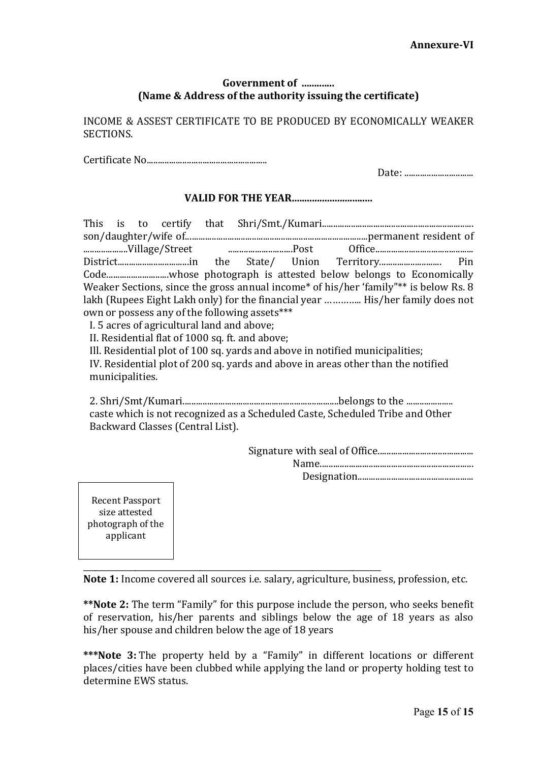**Annexure-VI**

**Government of ............**
**(Name & Address of the authority issuing the certificate)**

INCOME & ASSEST CERTIFICATE TO BE PRODUCED BY ECONOMICALLY WEAKER SECTIONS.

Certificate No.....................................................

Date: ..............................

**VALID FOR THE YEAR...............................**

This is to certify that Shri/Smt./Kumari.................................................................... son/daughter/wife of...............................................................................permanent resident of ...................Village/Street ............................Post Office.......................................... District...............................in the State/ Union Territory........................... Pin Code...........................whose photograph is attested below belongs to Economically Weaker Sections, since the gross annual income* of his/her 'family"** is below Rs. 8 lakh (Rupees Eight Lakh only) for the financial year ………….. His/her family does not own or possess any of the following assets***

I. 5 acres of agricultural land and above;
II. Residential flat of 1000 sq. ft. and above;
Ill. Residential plot of 100 sq. yards and above in notified municipalities;
IV. Residential plot of 200 sq. yards and above in areas other than the notified municipalities.

2. Shri/Smt/Kumari.....................................................................belongs to the .................... caste which is not recognized as a Scheduled Caste, Scheduled Tribe and Other Backward Classes (Central List).

Signature with seal of Office..........................................
Name....................................................................
Designation...................................................

Recent Passport size attested photograph of the applicant

---

**Note 1:** Income covered all sources i.e. salary, agriculture, business, profession, etc.

****Note 2:** The term "Family" for this purpose include the person, who seeks benefit of reservation, his/her parents and siblings below the age of 18 years as also his/her spouse and children below the age of 18 years

*****Note 3:** The property held by a "Family" in different locations or different places/cities have been clubbed while applying the land or property holding test to determine EWS status.